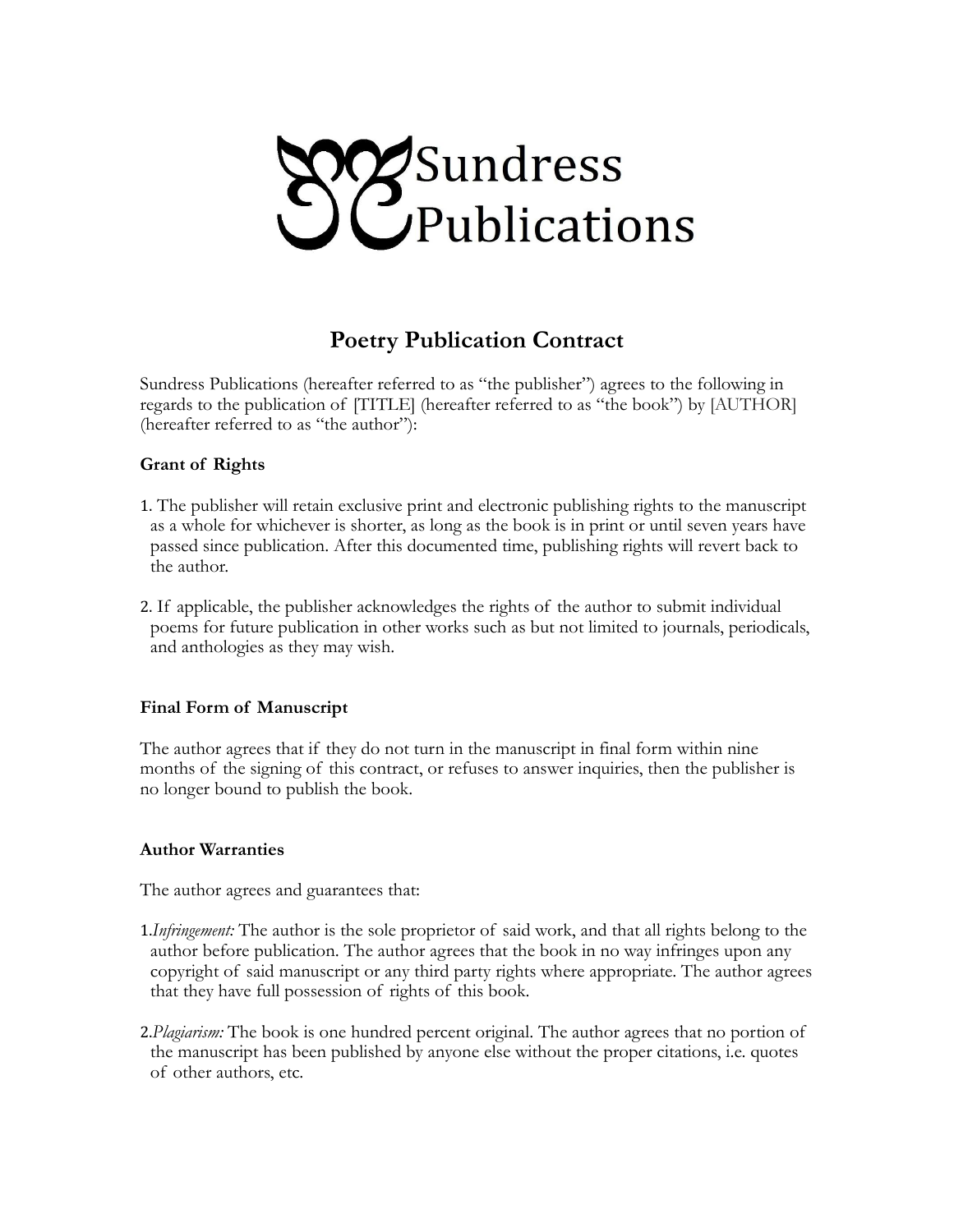Sundress Publications

# Poetry Publication Contract

Sundress Publications (hereafter referred to as "the publisher") agrees to the following in regards to the publication of [TITLE] (hereafter referred to as "the book") by [AUTHOR] (hereafter referred to as "the author"):

**Grant of Rights**

1. The publisher will retain exclusive print and electronic publishing rights to the manuscript as a whole for whichever is shorter, as long as the book is in print or until seven years have passed since publication. After this documented time, publishing rights will revert back to the author.

2. If applicable, the publisher acknowledges the rights of the author to submit individual poems for future publication in other works such as but not limited to journals, periodicals, and anthologies as they may wish.

**Final Form of Manuscript**

The author agrees that if they do not turn in the manuscript in final form within nine months of the signing of this contract, or refuses to answer inquiries, then the publisher is no longer bound to publish the book.

**Author Warranties**

The author agrees and guarantees that:

1. *Infringement:* The author is the sole proprietor of said work, and that all rights belong to the author before publication. The author agrees that the book in no way infringes upon any copyright of said manuscript or any third party rights where appropriate. The author agrees that they have full possession of rights of this book.

2. *Plagiarism:* The book is one hundred percent original. The author agrees that no portion of the manuscript has been published by anyone else without the proper citations, i.e. quotes of other authors, etc.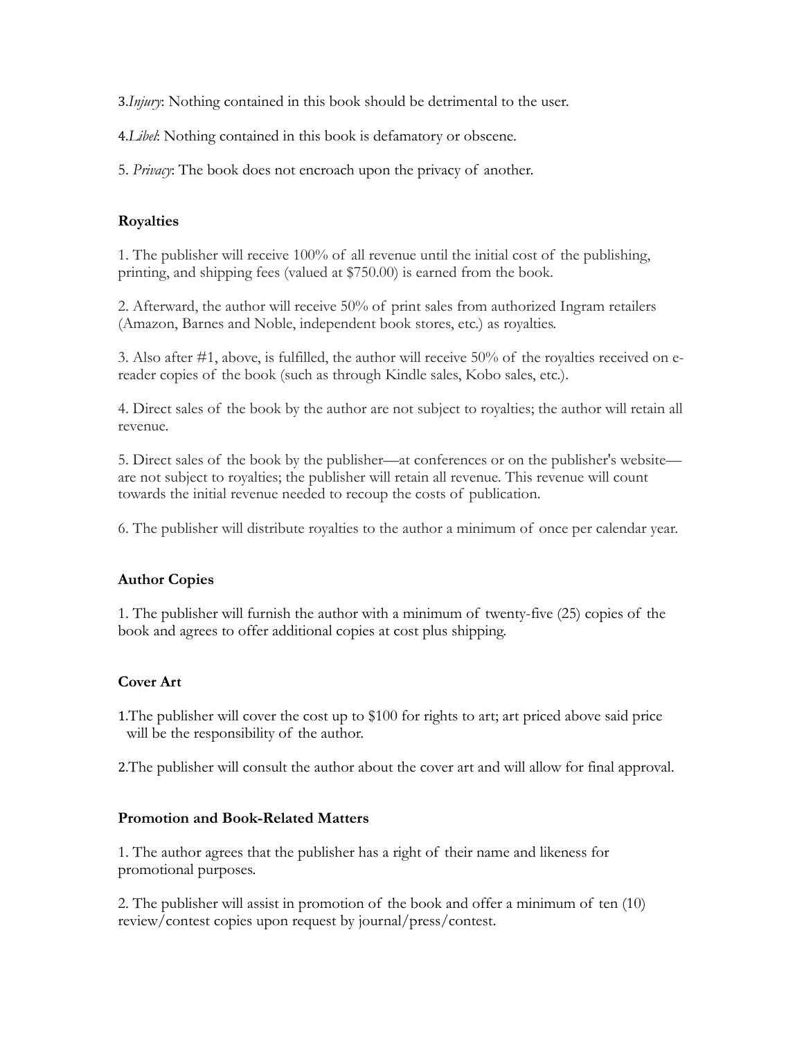3.*Injury*: Nothing contained in this book should be detrimental to the user.

4.*Libel*: Nothing contained in this book is defamatory or obscene.

5. *Privacy*: The book does not encroach upon the privacy of another.

**Royalties**

1. The publisher will receive 100% of all revenue until the initial cost of the publishing, printing, and shipping fees (valued at $750.00) is earned from the book.

2. Afterward, the author will receive 50% of print sales from authorized Ingram retailers (Amazon, Barnes and Noble, independent book stores, etc.) as royalties.

3. Also after #1, above, is fulfilled, the author will receive 50% of the royalties received on e-reader copies of the book (such as through Kindle sales, Kobo sales, etc.).

4. Direct sales of the book by the author are not subject to royalties; the author will retain all revenue.

5. Direct sales of the book by the publisher—at conferences or on the publisher's website—are not subject to royalties; the publisher will retain all revenue. This revenue will count towards the initial revenue needed to recoup the costs of publication.

6. The publisher will distribute royalties to the author a minimum of once per calendar year.

**Author Copies**

1. The publisher will furnish the author with a minimum of twenty-five (25) copies of the book and agrees to offer additional copies at cost plus shipping.

**Cover Art**

1.The publisher will cover the cost up to $100 for rights to art; art priced above said price will be the responsibility of the author.

2.The publisher will consult the author about the cover art and will allow for final approval.

**Promotion and Book-Related Matters**

1. The author agrees that the publisher has a right of their name and likeness for promotional purposes.

2. The publisher will assist in promotion of the book and offer a minimum of ten (10) review/contest copies upon request by journal/press/contest.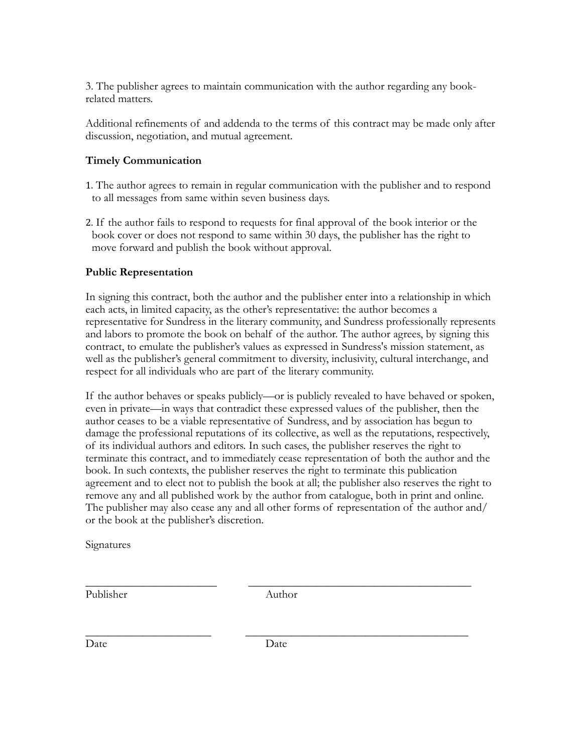3. The publisher agrees to maintain communication with the author regarding any book-related matters.

Additional refinements of and addenda to the terms of this contract may be made only after discussion, negotiation, and mutual agreement.

**Timely Communication**

1. The author agrees to remain in regular communication with the publisher and to respond to all messages from same within seven business days.

2. If the author fails to respond to requests for final approval of the book interior or the book cover or does not respond to same within 30 days, the publisher has the right to move forward and publish the book without approval.

**Public Representation**

In signing this contract, both the author and the publisher enter into a relationship in which each acts, in limited capacity, as the other's representative: the author becomes a representative for Sundress in the literary community, and Sundress professionally represents and labors to promote the book on behalf of the author. The author agrees, by signing this contract, to emulate the publisher's values as expressed in Sundress's mission statement, as well as the publisher's general commitment to diversity, inclusivity, cultural interchange, and respect for all individuals who are part of the literary community.

If the author behaves or speaks publicly—or is publicly revealed to have behaved or spoken, even in private—in ways that contradict these expressed values of the publisher, then the author ceases to be a viable representative of Sundress, and by association has begun to damage the professional reputations of its collective, as well as the reputations, respectively, of its individual authors and editors. In such cases, the publisher reserves the right to terminate this contract, and to immediately cease representation of both the author and the book. In such contexts, the publisher reserves the right to terminate this publication agreement and to elect not to publish the book at all; the publisher also reserves the right to remove any and all published work by the author from catalogue, both in print and online. The publisher may also cease any and all other forms of representation of the author and/or the book at the publisher's discretion.

Signatures

\_\_\_\_\_\_\_\_\_\_\_\_\_\_\_\_\_\_\_\_\_\_\_\_ \_\_\_\_\_\_\_\_\_\_\_\_\_\_\_\_\_\_\_\_\_\_\_\_\_\_\_\_\_\_\_\_\_\_\_\_\_\_\_\_

Publisher Author

\_\_\_\_\_\_\_\_\_\_\_\_\_\_\_\_\_\_\_\_\_\_\_\_ \_\_\_\_\_\_\_\_\_\_\_\_\_\_\_\_\_\_\_\_\_\_\_\_\_\_\_\_\_\_\_\_\_\_\_\_\_\_\_\_

Date Date